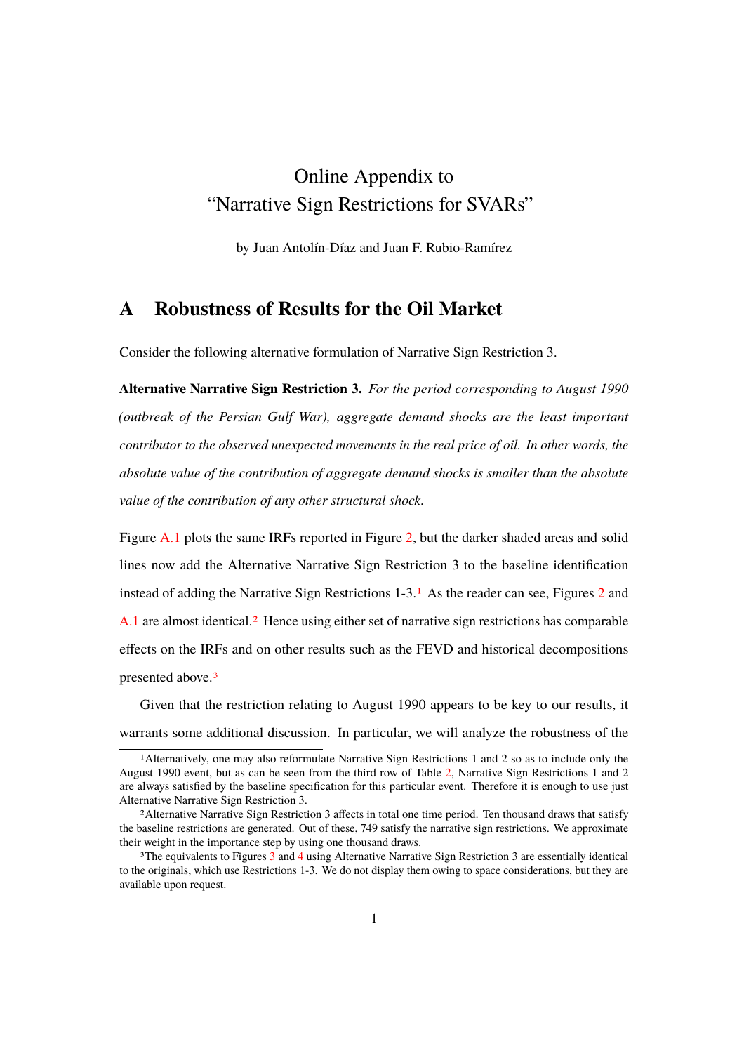# Online Appendix to
# "Narrative Sign Restrictions for SVARs"

by Juan Antolín-Díaz and Juan F. Rubio-Ramírez

## A Robustness of Results for the Oil Market

Consider the following alternative formulation of Narrative Sign Restriction 3.

**Alternative Narrative Sign Restriction 3.** *For the period corresponding to August 1990 (outbreak of the Persian Gulf War), aggregate demand shocks are the least important contributor to the observed unexpected movements in the real price of oil. In other words, the absolute value of the contribution of aggregate demand shocks is smaller than the absolute value of the contribution of any other structural shock.*

Figure A.1 plots the same IRFs reported in Figure 2, but the darker shaded areas and solid lines now add the Alternative Narrative Sign Restriction 3 to the baseline identification instead of adding the Narrative Sign Restrictions 1-3.[1] As the reader can see, Figures 2 and A.1 are almost identical.[2] Hence using either set of narrative sign restrictions has comparable effects on the IRFs and on other results such as the FEVD and historical decompositions presented above.[3]

Given that the restriction relating to August 1990 appears to be key to our results, it warrants some additional discussion. In particular, we will analyze the robustness of the

[1] Alternatively, one may also reformulate Narrative Sign Restrictions 1 and 2 so as to include only the August 1990 event, but as can be seen from the third row of Table 2, Narrative Sign Restrictions 1 and 2 are always satisfied by the baseline specification for this particular event. Therefore it is enough to use just Alternative Narrative Sign Restriction 3.

[2] Alternative Narrative Sign Restriction 3 affects in total one time period. Ten thousand draws that satisfy the baseline restrictions are generated. Out of these, 749 satisfy the narrative sign restrictions. We approximate their weight in the importance step by using one thousand draws.

[3] The equivalents to Figures 3 and 4 using Alternative Narrative Sign Restriction 3 are essentially identical to the originals, which use Restrictions 1-3. We do not display them owing to space considerations, but they are available upon request.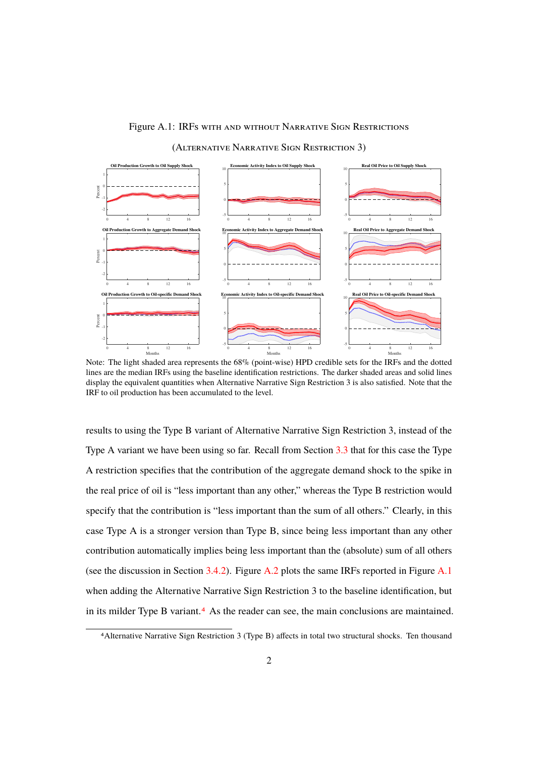Figure A.1: IRFs with and without Narrative Sign Restrictions

(Alternative Narrative Sign Restriction 3)

Note: The light shaded area represents the 68% (point-wise) HPD credible sets for the IRFs and the dotted lines are the median IRFs using the baseline identification restrictions. The darker shaded areas and solid lines display the equivalent quantities when Alternative Narrative Sign Restriction 3 is also satisfied. Note that the IRF to oil production has been accumulated to the level.

results to using the Type B variant of Alternative Narrative Sign Restriction 3, instead of the Type A variant we have been using so far. Recall from Section 3.3 that for this case the Type A restriction specifies that the contribution of the aggregate demand shock to the spike in the real price of oil is "less important than any other," whereas the Type B restriction would specify that the contribution is "less important than the sum of all others." Clearly, in this case Type A is a stronger version than Type B, since being less important than any other contribution automatically implies being less important than the (absolute) sum of all others (see the discussion in Section 3.4.2). Figure A.2 plots the same IRFs reported in Figure A.1 when adding the Alternative Narrative Sign Restriction 3 to the baseline identification, but in its milder Type B variant.[4] As the reader can see, the main conclusions are maintained.

[4]Alternative Narrative Sign Restriction 3 (Type B) affects in total two structural shocks. Ten thousand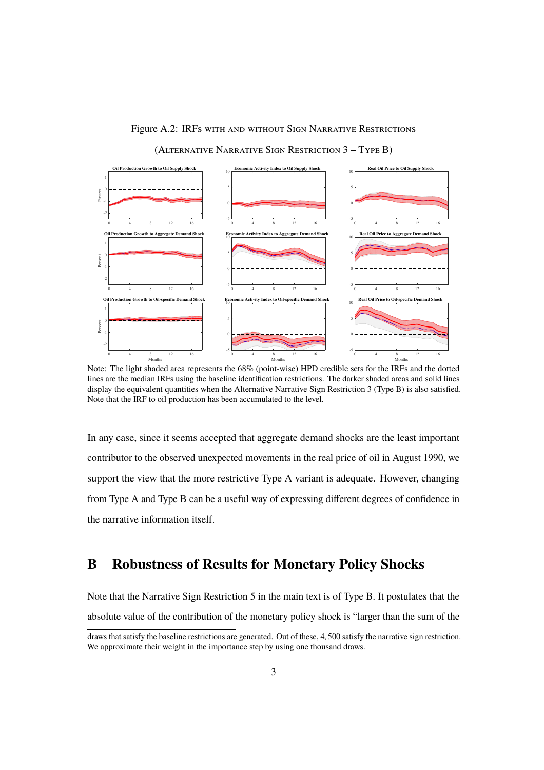Figure A.2: IRFs with and without Sign Narrative Restrictions

(Alternative Narrative Sign Restriction 3 – Type B)

Note: The light shaded area represents the 68% (point-wise) HPD credible sets for the IRFs and the dotted lines are the median IRFs using the baseline identification restrictions. The darker shaded areas and solid lines display the equivalent quantities when the Alternative Narrative Sign Restriction 3 (Type B) is also satisfied. Note that the IRF to oil production has been accumulated to the level.

In any case, since it seems accepted that aggregate demand shocks are the least important contributor to the observed unexpected movements in the real price of oil in August 1990, we support the view that the more restrictive Type A variant is adequate. However, changing from Type A and Type B can be a useful way of expressing different degrees of confidence in the narrative information itself.

# B Robustness of Results for Monetary Policy Shocks

Note that the Narrative Sign Restriction 5 in the main text is of Type B. It postulates that the absolute value of the contribution of the monetary policy shock is "larger than the sum of the

---

draws that satisfy the baseline restrictions are generated. Out of these, 4,500 satisfy the narrative sign restriction. We approximate their weight in the importance step by using one thousand draws.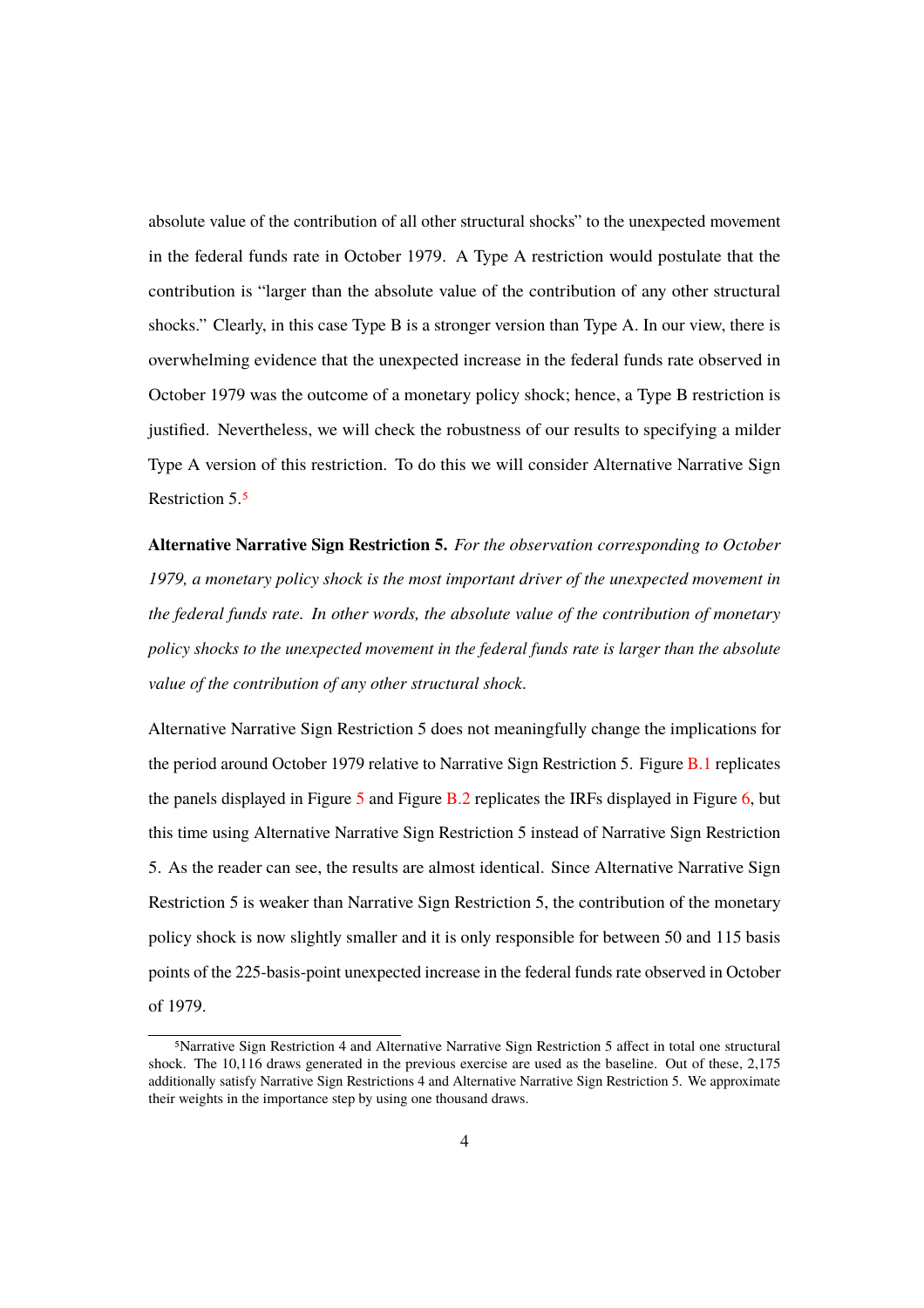absolute value of the contribution of all other structural shocks" to the unexpected movement in the federal funds rate in October 1979. A Type A restriction would postulate that the contribution is "larger than the absolute value of the contribution of any other structural shocks." Clearly, in this case Type B is a stronger version than Type A. In our view, there is overwhelming evidence that the unexpected increase in the federal funds rate observed in October 1979 was the outcome of a monetary policy shock; hence, a Type B restriction is justified. Nevertheless, we will check the robustness of our results to specifying a milder Type A version of this restriction. To do this we will consider Alternative Narrative Sign Restriction 5.[5]

**Alternative Narrative Sign Restriction 5.** *For the observation corresponding to October 1979, a monetary policy shock is the most important driver of the unexpected movement in the federal funds rate. In other words, the absolute value of the contribution of monetary policy shocks to the unexpected movement in the federal funds rate is larger than the absolute value of the contribution of any other structural shock.*

Alternative Narrative Sign Restriction 5 does not meaningfully change the implications for the period around October 1979 relative to Narrative Sign Restriction 5. Figure B.1 replicates the panels displayed in Figure 5 and Figure B.2 replicates the IRFs displayed in Figure 6, but this time using Alternative Narrative Sign Restriction 5 instead of Narrative Sign Restriction 5. As the reader can see, the results are almost identical. Since Alternative Narrative Sign Restriction 5 is weaker than Narrative Sign Restriction 5, the contribution of the monetary policy shock is now slightly smaller and it is only responsible for between 50 and 115 basis points of the 225-basis-point unexpected increase in the federal funds rate observed in October of 1979.

[5] Narrative Sign Restriction 4 and Alternative Narrative Sign Restriction 5 affect in total one structural shock. The 10,116 draws generated in the previous exercise are used as the baseline. Out of these, 2,175 additionally satisfy Narrative Sign Restrictions 4 and Alternative Narrative Sign Restriction 5. We approximate their weights in the importance step by using one thousand draws.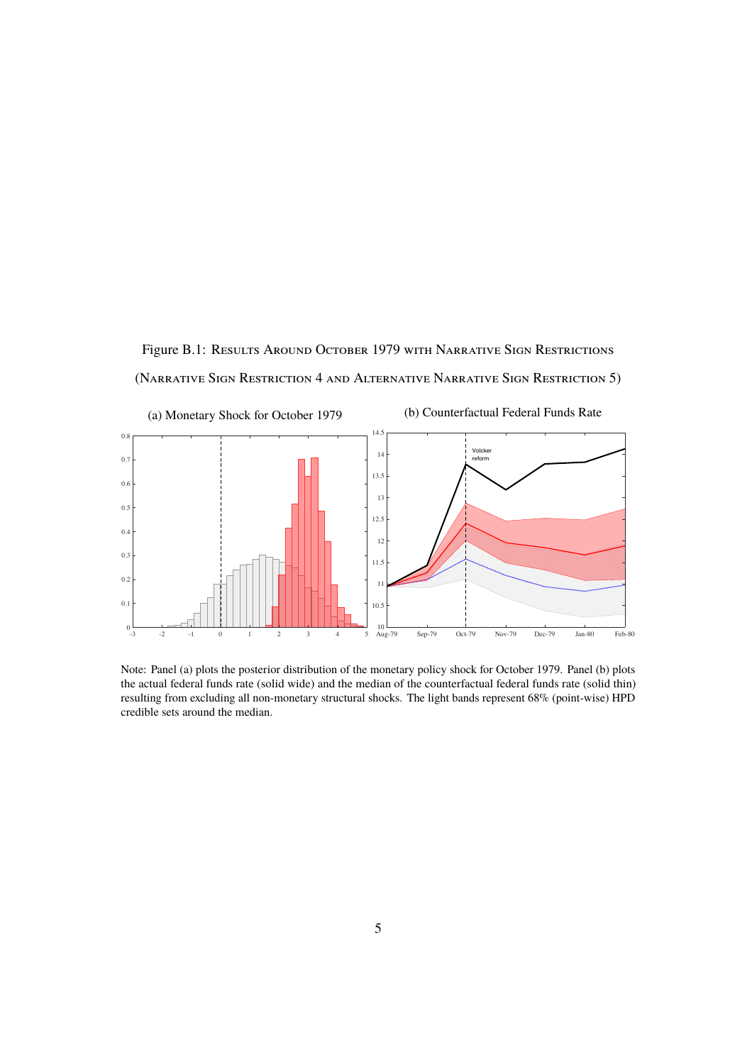Figure B.1: Results Around October 1979 with Narrative Sign Restrictions

(Narrative Sign Restriction 4 and Alternative Narrative Sign Restriction 5)

(a) Monetary Shock for October 1979

(b) Counterfactual Federal Funds Rate

Note: Panel (a) plots the posterior distribution of the monetary policy shock for October 1979. Panel (b) plots the actual federal funds rate (solid wide) and the median of the counterfactual federal funds rate (solid thin) resulting from excluding all non-monetary structural shocks. The light bands represent 68% (point-wise) HPD credible sets around the median.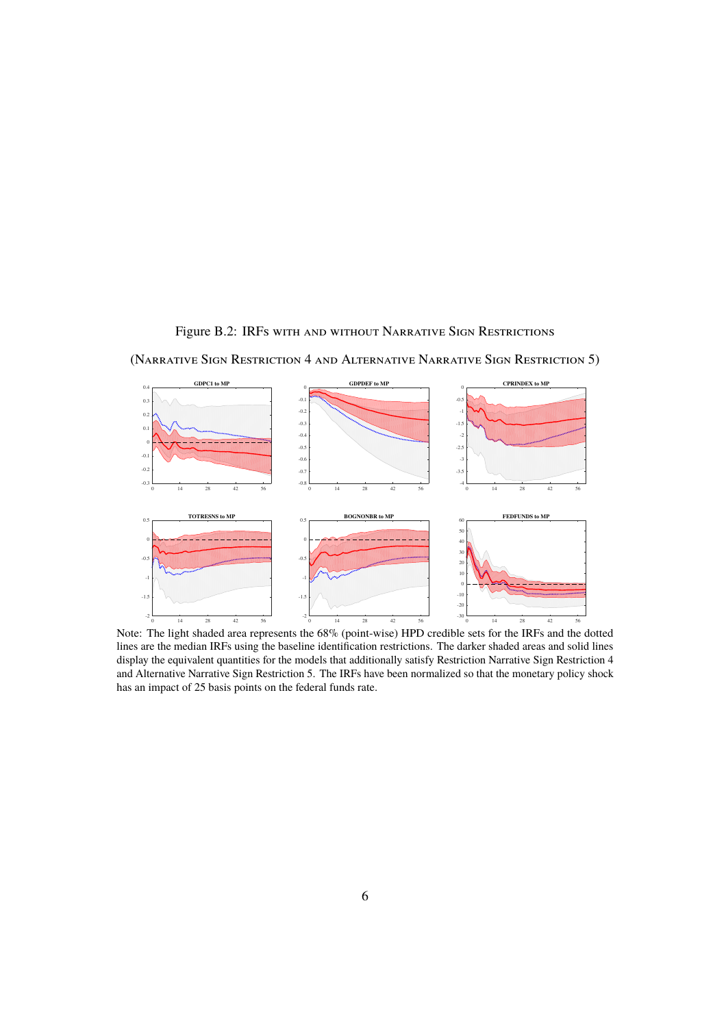Figure B.2: IRFs with and without Narrative Sign Restrictions

(Narrative Sign Restriction 4 and Alternative Narrative Sign Restriction 5)

Note: The light shaded area represents the 68% (point-wise) HPD credible sets for the IRFs and the dotted lines are the median IRFs using the baseline identification restrictions. The darker shaded areas and solid lines display the equivalent quantities for the models that additionally satisfy Restriction Narrative Sign Restriction 4 and Alternative Narrative Sign Restriction 5. The IRFs have been normalized so that the monetary policy shock has an impact of 25 basis points on the federal funds rate.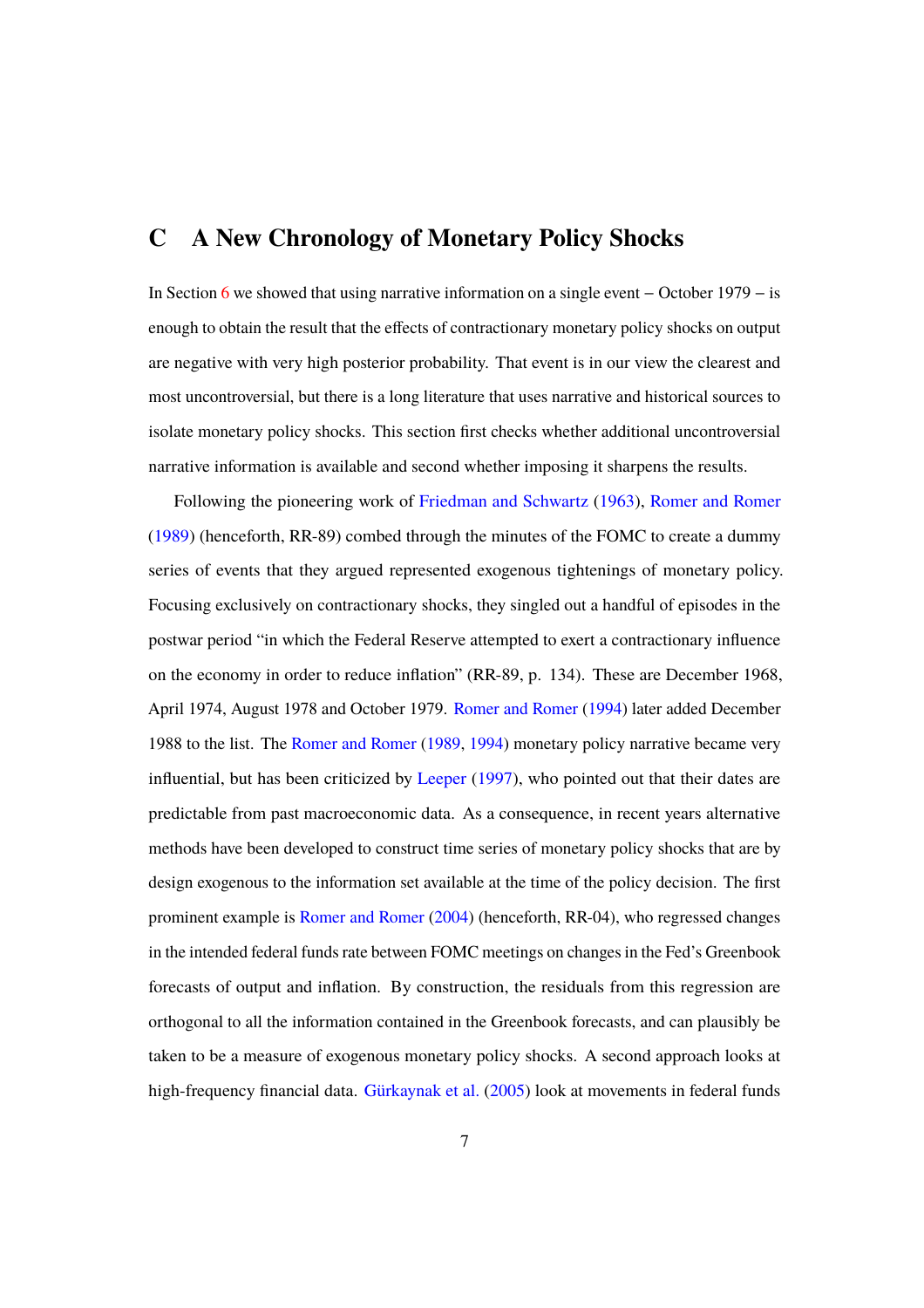# C A New Chronology of Monetary Policy Shocks

In Section 6 we showed that using narrative information on a single event – October 1979 – is enough to obtain the result that the effects of contractionary monetary policy shocks on output are negative with very high posterior probability. That event is in our view the clearest and most uncontroversial, but there is a long literature that uses narrative and historical sources to isolate monetary policy shocks. This section first checks whether additional uncontroversial narrative information is available and second whether imposing it sharpens the results.

Following the pioneering work of Friedman and Schwartz (1963), Romer and Romer (1989) (henceforth, RR-89) combed through the minutes of the FOMC to create a dummy series of events that they argued represented exogenous tightenings of monetary policy. Focusing exclusively on contractionary shocks, they singled out a handful of episodes in the postwar period "in which the Federal Reserve attempted to exert a contractionary influence on the economy in order to reduce inflation" (RR-89, p. 134). These are December 1968, April 1974, August 1978 and October 1979. Romer and Romer (1994) later added December 1988 to the list. The Romer and Romer (1989, 1994) monetary policy narrative became very influential, but has been criticized by Leeper (1997), who pointed out that their dates are predictable from past macroeconomic data. As a consequence, in recent years alternative methods have been developed to construct time series of monetary policy shocks that are by design exogenous to the information set available at the time of the policy decision. The first prominent example is Romer and Romer (2004) (henceforth, RR-04), who regressed changes in the intended federal funds rate between FOMC meetings on changes in the Fed's Greenbook forecasts of output and inflation. By construction, the residuals from this regression are orthogonal to all the information contained in the Greenbook forecasts, and can plausibly be taken to be a measure of exogenous monetary policy shocks. A second approach looks at high-frequency financial data. Gürkaynak et al. (2005) look at movements in federal funds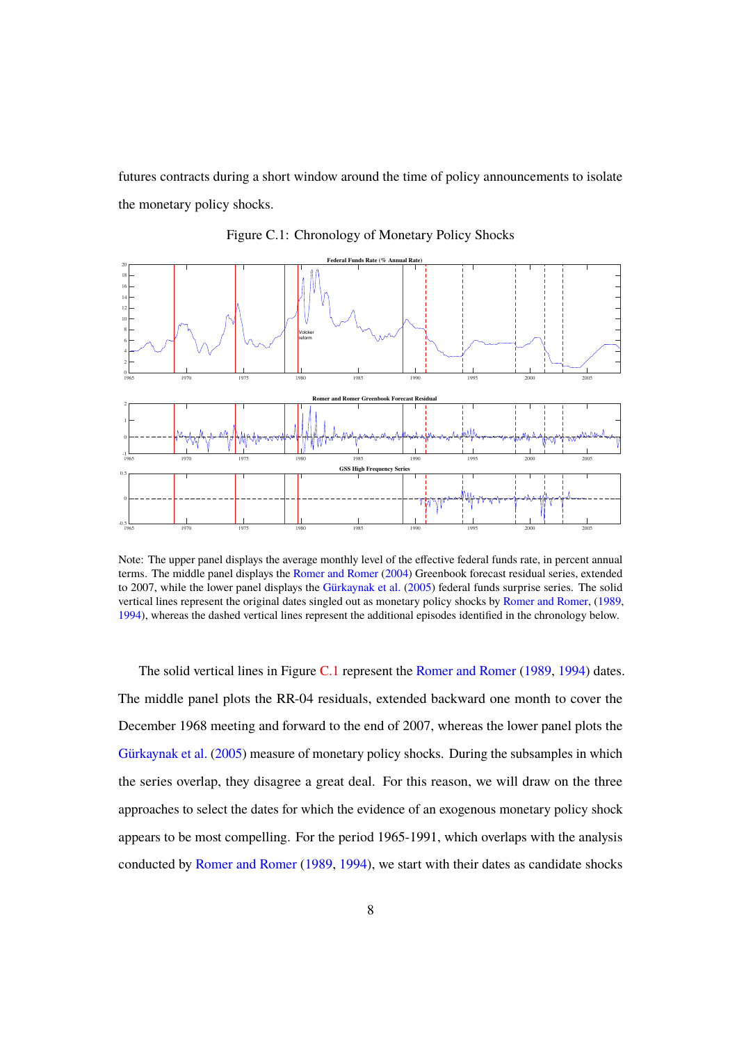futures contracts during a short window around the time of policy announcements to isolate the monetary policy shocks.

Figure C.1: Chronology of Monetary Policy Shocks

Note: The upper panel displays the average monthly level of the effective federal funds rate, in percent annual terms. The middle panel displays the Romer and Romer (2004) Greenbook forecast residual series, extended to 2007, while the lower panel displays the Gürkaynak et al. (2005) federal funds surprise series. The solid vertical lines represent the original dates singled out as monetary policy shocks by Romer and Romer, (1989, 1994), whereas the dashed vertical lines represent the additional episodes identified in the chronology below.

The solid vertical lines in Figure C.1 represent the Romer and Romer (1989, 1994) dates. The middle panel plots the RR-04 residuals, extended backward one month to cover the December 1968 meeting and forward to the end of 2007, whereas the lower panel plots the Gürkaynak et al. (2005) measure of monetary policy shocks. During the subsamples in which the series overlap, they disagree a great deal. For this reason, we will draw on the three approaches to select the dates for which the evidence of an exogenous monetary policy shock appears to be most compelling. For the period 1965-1991, which overlaps with the analysis conducted by Romer and Romer (1989, 1994), we start with their dates as candidate shocks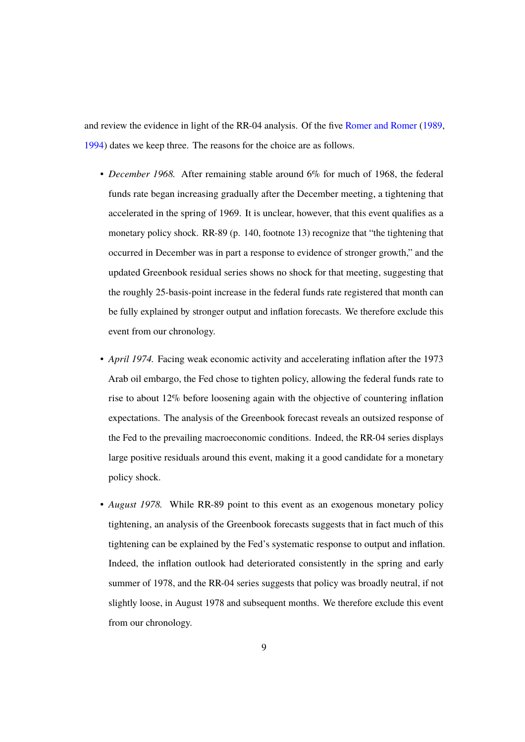and review the evidence in light of the RR-04 analysis. Of the five Romer and Romer (1989, 1994) dates we keep three. The reasons for the choice are as follows.

- *December 1968.* After remaining stable around 6% for much of 1968, the federal funds rate began increasing gradually after the December meeting, a tightening that accelerated in the spring of 1969. It is unclear, however, that this event qualifies as a monetary policy shock. RR-89 (p. 140, footnote 13) recognize that "the tightening that occurred in December was in part a response to evidence of stronger growth," and the updated Greenbook residual series shows no shock for that meeting, suggesting that the roughly 25-basis-point increase in the federal funds rate registered that month can be fully explained by stronger output and inflation forecasts. We therefore exclude this event from our chronology.

- *April 1974.* Facing weak economic activity and accelerating inflation after the 1973 Arab oil embargo, the Fed chose to tighten policy, allowing the federal funds rate to rise to about 12% before loosening again with the objective of countering inflation expectations. The analysis of the Greenbook forecast reveals an outsized response of the Fed to the prevailing macroeconomic conditions. Indeed, the RR-04 series displays large positive residuals around this event, making it a good candidate for a monetary policy shock.

- *August 1978.* While RR-89 point to this event as an exogenous monetary policy tightening, an analysis of the Greenbook forecasts suggests that in fact much of this tightening can be explained by the Fed's systematic response to output and inflation. Indeed, the inflation outlook had deteriorated consistently in the spring and early summer of 1978, and the RR-04 series suggests that policy was broadly neutral, if not slightly loose, in August 1978 and subsequent months. We therefore exclude this event from our chronology.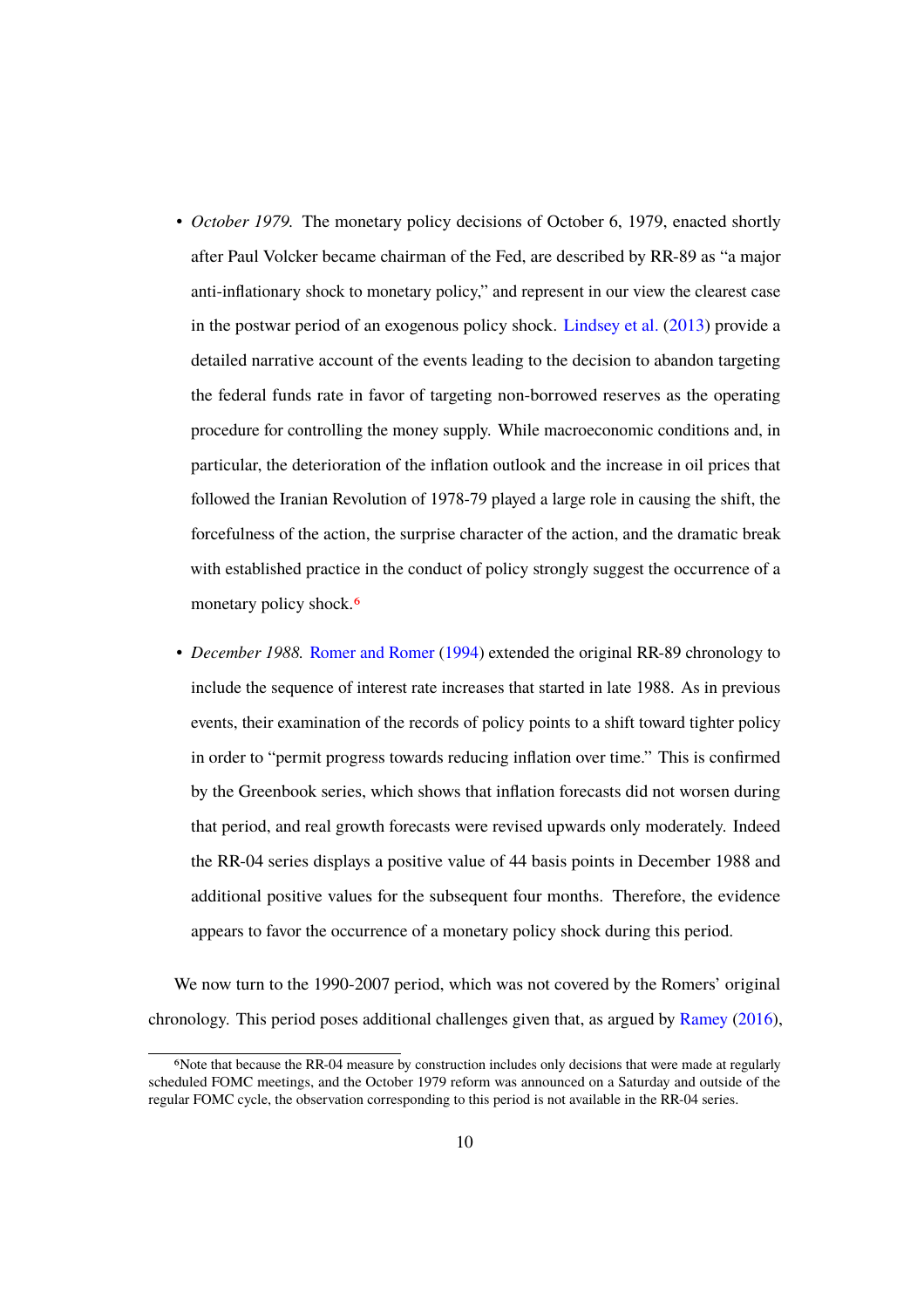- *October 1979.* The monetary policy decisions of October 6, 1979, enacted shortly after Paul Volcker became chairman of the Fed, are described by RR-89 as "a major anti-inflationary shock to monetary policy," and represent in our view the clearest case in the postwar period of an exogenous policy shock. Lindsey et al. (2013) provide a detailed narrative account of the events leading to the decision to abandon targeting the federal funds rate in favor of targeting non-borrowed reserves as the operating procedure for controlling the money supply. While macroeconomic conditions and, in particular, the deterioration of the inflation outlook and the increase in oil prices that followed the Iranian Revolution of 1978-79 played a large role in causing the shift, the forcefulness of the action, the surprise character of the action, and the dramatic break with established practice in the conduct of policy strongly suggest the occurrence of a monetary policy shock.[6]

- *December 1988.* Romer and Romer (1994) extended the original RR-89 chronology to include the sequence of interest rate increases that started in late 1988. As in previous events, their examination of the records of policy points to a shift toward tighter policy in order to "permit progress towards reducing inflation over time." This is confirmed by the Greenbook series, which shows that inflation forecasts did not worsen during that period, and real growth forecasts were revised upwards only moderately. Indeed the RR-04 series displays a positive value of 44 basis points in December 1988 and additional positive values for the subsequent four months. Therefore, the evidence appears to favor the occurrence of a monetary policy shock during this period.

We now turn to the 1990-2007 period, which was not covered by the Romers' original chronology. This period poses additional challenges given that, as argued by Ramey (2016),

[6]Note that because the RR-04 measure by construction includes only decisions that were made at regularly scheduled FOMC meetings, and the October 1979 reform was announced on a Saturday and outside of the regular FOMC cycle, the observation corresponding to this period is not available in the RR-04 series.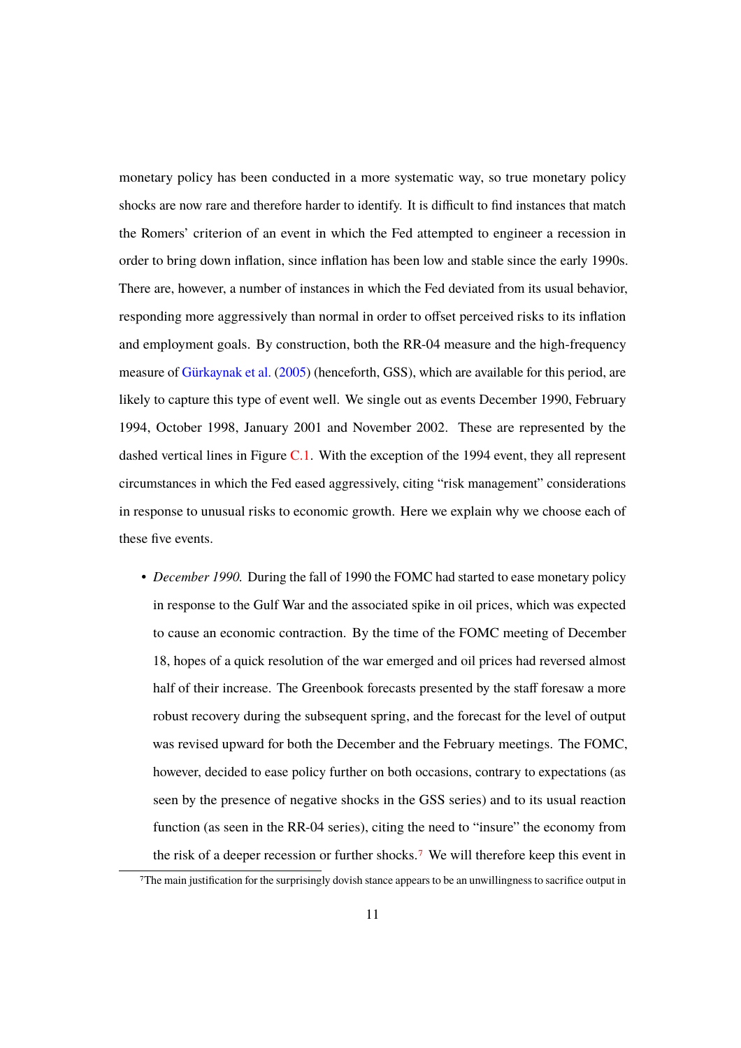monetary policy has been conducted in a more systematic way, so true monetary policy shocks are now rare and therefore harder to identify. It is difficult to find instances that match the Romers' criterion of an event in which the Fed attempted to engineer a recession in order to bring down inflation, since inflation has been low and stable since the early 1990s. There are, however, a number of instances in which the Fed deviated from its usual behavior, responding more aggressively than normal in order to offset perceived risks to its inflation and employment goals. By construction, both the RR-04 measure and the high-frequency measure of Gürkaynak et al. (2005) (henceforth, GSS), which are available for this period, are likely to capture this type of event well. We single out as events December 1990, February 1994, October 1998, January 2001 and November 2002. These are represented by the dashed vertical lines in Figure C.1. With the exception of the 1994 event, they all represent circumstances in which the Fed eased aggressively, citing "risk management" considerations in response to unusual risks to economic growth. Here we explain why we choose each of these five events.

- *December 1990.* During the fall of 1990 the FOMC had started to ease monetary policy in response to the Gulf War and the associated spike in oil prices, which was expected to cause an economic contraction. By the time of the FOMC meeting of December 18, hopes of a quick resolution of the war emerged and oil prices had reversed almost half of their increase. The Greenbook forecasts presented by the staff foresaw a more robust recovery during the subsequent spring, and the forecast for the level of output was revised upward for both the December and the February meetings. The FOMC, however, decided to ease policy further on both occasions, contrary to expectations (as seen by the presence of negative shocks in the GSS series) and to its usual reaction function (as seen in the RR-04 series), citing the need to "insure" the economy from the risk of a deeper recession or further shocks.[7] We will therefore keep this event in

[7]The main justification for the surprisingly dovish stance appears to be an unwillingness to sacrifice output in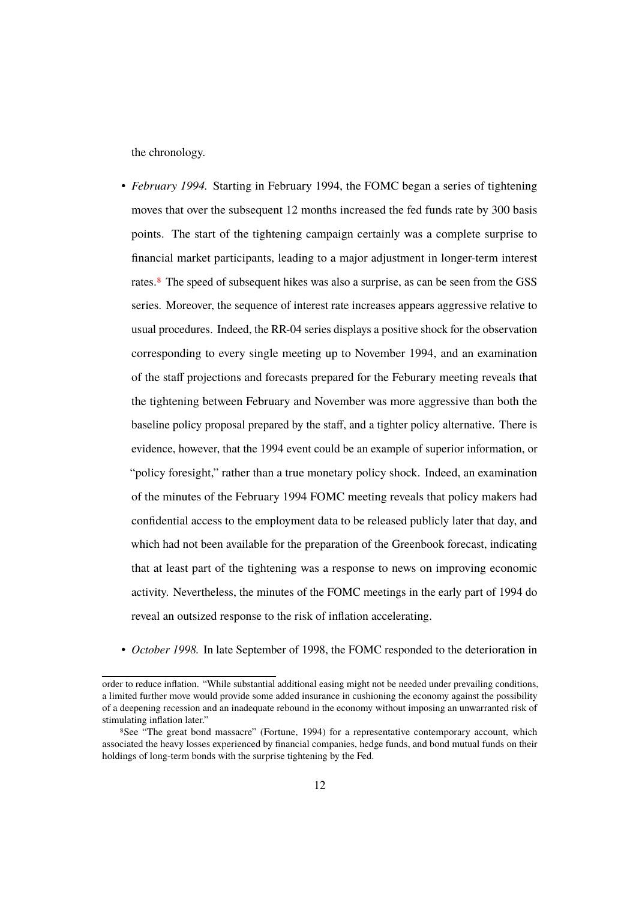the chronology.

- *February 1994.* Starting in February 1994, the FOMC began a series of tightening moves that over the subsequent 12 months increased the fed funds rate by 300 basis points. The start of the tightening campaign certainly was a complete surprise to financial market participants, leading to a major adjustment in longer-term interest rates.[8] The speed of subsequent hikes was also a surprise, as can be seen from the GSS series. Moreover, the sequence of interest rate increases appears aggressive relative to usual procedures. Indeed, the RR-04 series displays a positive shock for the observation corresponding to every single meeting up to November 1994, and an examination of the staff projections and forecasts prepared for the Feburary meeting reveals that the tightening between February and November was more aggressive than both the baseline policy proposal prepared by the staff, and a tighter policy alternative. There is evidence, however, that the 1994 event could be an example of superior information, or "policy foresight," rather than a true monetary policy shock. Indeed, an examination of the minutes of the February 1994 FOMC meeting reveals that policy makers had confidential access to the employment data to be released publicly later that day, and which had not been available for the preparation of the Greenbook forecast, indicating that at least part of the tightening was a response to news on improving economic activity. Nevertheless, the minutes of the FOMC meetings in the early part of 1994 do reveal an outsized response to the risk of inflation accelerating.

- *October 1998.* In late September of 1998, the FOMC responded to the deterioration in

---

order to reduce inflation. "While substantial additional easing might not be needed under prevailing conditions, a limited further move would provide some added insurance in cushioning the economy against the possibility of a deepening recession and an inadequate rebound in the economy without imposing an unwarranted risk of stimulating inflation later."

[8] See "The great bond massacre" (Fortune, 1994) for a representative contemporary account, which associated the heavy losses experienced by financial companies, hedge funds, and bond mutual funds on their holdings of long-term bonds with the surprise tightening by the Fed.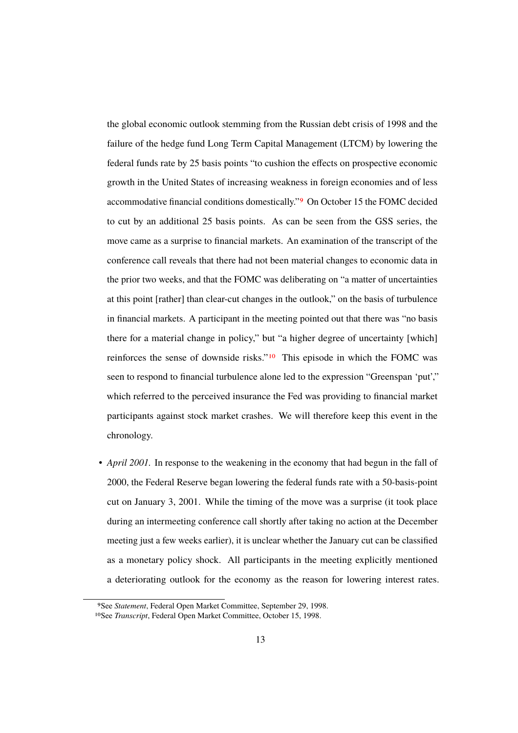the global economic outlook stemming from the Russian debt crisis of 1998 and the failure of the hedge fund Long Term Capital Management (LTCM) by lowering the federal funds rate by 25 basis points "to cushion the effects on prospective economic growth in the United States of increasing weakness in foreign economies and of less accommodative financial conditions domestically."[9] On October 15 the FOMC decided to cut by an additional 25 basis points. As can be seen from the GSS series, the move came as a surprise to financial markets. An examination of the transcript of the conference call reveals that there had not been material changes to economic data in the prior two weeks, and that the FOMC was deliberating on "a matter of uncertainties at this point [rather] than clear-cut changes in the outlook," on the basis of turbulence in financial markets. A participant in the meeting pointed out that there was "no basis there for a material change in policy," but "a higher degree of uncertainty [which] reinforces the sense of downside risks."[10] This episode in which the FOMC was seen to respond to financial turbulence alone led to the expression "Greenspan 'put'," which referred to the perceived insurance the Fed was providing to financial market participants against stock market crashes. We will therefore keep this event in the chronology.

- *April 2001.* In response to the weakening in the economy that had begun in the fall of 2000, the Federal Reserve began lowering the federal funds rate with a 50-basis-point cut on January 3, 2001. While the timing of the move was a surprise (it took place during an intermeeting conference call shortly after taking no action at the December meeting just a few weeks earlier), it is unclear whether the January cut can be classified as a monetary policy shock. All participants in the meeting explicitly mentioned a deteriorating outlook for the economy as the reason for lowering interest rates.

[9] See *Statement*, Federal Open Market Committee, September 29, 1998.

[10] See *Transcript*, Federal Open Market Committee, October 15, 1998.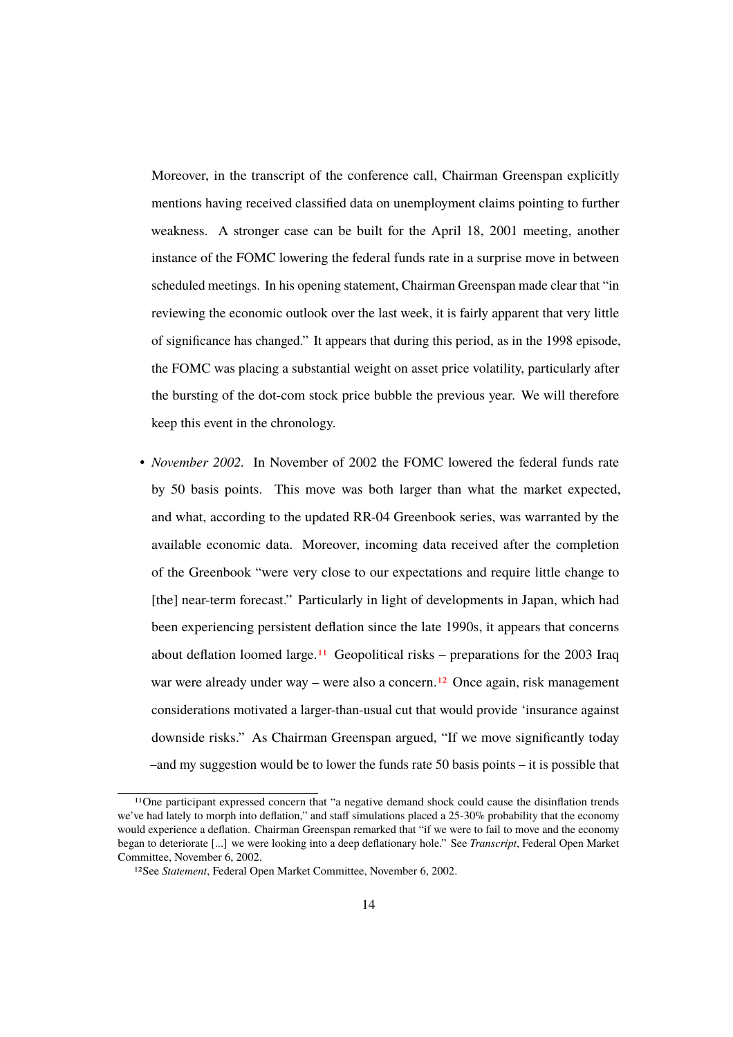Moreover, in the transcript of the conference call, Chairman Greenspan explicitly mentions having received classified data on unemployment claims pointing to further weakness. A stronger case can be built for the April 18, 2001 meeting, another instance of the FOMC lowering the federal funds rate in a surprise move in between scheduled meetings. In his opening statement, Chairman Greenspan made clear that "in reviewing the economic outlook over the last week, it is fairly apparent that very little of significance has changed." It appears that during this period, as in the 1998 episode, the FOMC was placing a substantial weight on asset price volatility, particularly after the bursting of the dot-com stock price bubble the previous year. We will therefore keep this event in the chronology.

- *November 2002*. In November of 2002 the FOMC lowered the federal funds rate by 50 basis points. This move was both larger than what the market expected, and what, according to the updated RR-04 Greenbook series, was warranted by the available economic data. Moreover, incoming data received after the completion of the Greenbook "were very close to our expectations and require little change to [the] near-term forecast." Particularly in light of developments in Japan, which had been experiencing persistent deflation since the late 1990s, it appears that concerns about deflation loomed large.[11] Geopolitical risks – preparations for the 2003 Iraq war were already under way – were also a concern.[12] Once again, risk management considerations motivated a larger-than-usual cut that would provide 'insurance against downside risks." As Chairman Greenspan argued, "If we move significantly today –and my suggestion would be to lower the funds rate 50 basis points – it is possible that

[11] One participant expressed concern that "a negative demand shock could cause the disinflation trends we've had lately to morph into deflation," and staff simulations placed a 25-30% probability that the economy would experience a deflation. Chairman Greenspan remarked that "if we were to fail to move and the economy began to deteriorate [...] we were looking into a deep deflationary hole." See *Transcript*, Federal Open Market Committee, November 6, 2002.

[12] See *Statement*, Federal Open Market Committee, November 6, 2002.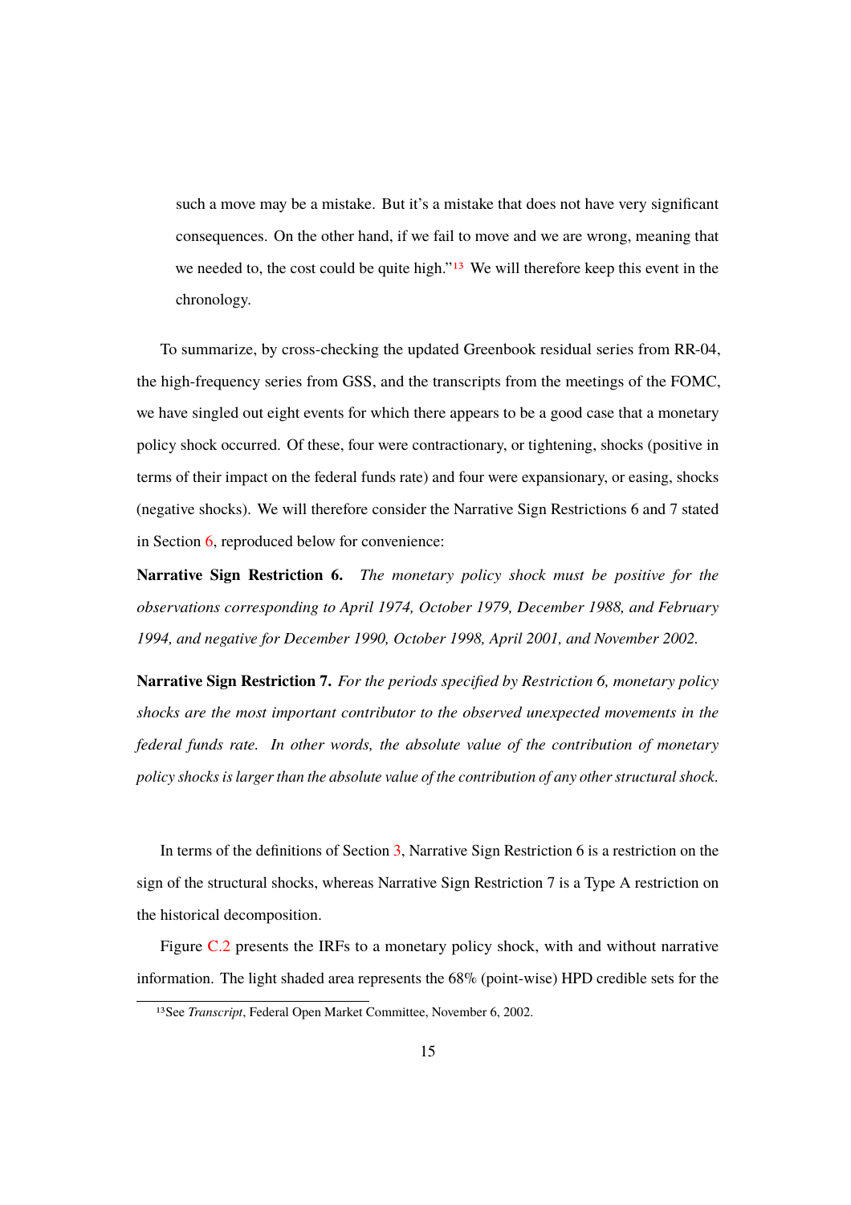such a move may be a mistake. But it's a mistake that does not have very significant consequences. On the other hand, if we fail to move and we are wrong, meaning that we needed to, the cost could be quite high."[13] We will therefore keep this event in the chronology.

To summarize, by cross-checking the updated Greenbook residual series from RR-04, the high-frequency series from GSS, and the transcripts from the meetings of the FOMC, we have singled out eight events for which there appears to be a good case that a monetary policy shock occurred. Of these, four were contractionary, or tightening, shocks (positive in terms of their impact on the federal funds rate) and four were expansionary, or easing, shocks (negative shocks). We will therefore consider the Narrative Sign Restrictions 6 and 7 stated in Section 6, reproduced below for convenience:

**Narrative Sign Restriction 6.** *The monetary policy shock must be positive for the observations corresponding to April 1974, October 1979, December 1988, and February 1994, and negative for December 1990, October 1998, April 2001, and November 2002.*

**Narrative Sign Restriction 7.** *For the periods specified by Restriction 6, monetary policy shocks are the most important contributor to the observed unexpected movements in the federal funds rate. In other words, the absolute value of the contribution of monetary policy shocks is larger than the absolute value of the contribution of any other structural shock.*

In terms of the definitions of Section 3, Narrative Sign Restriction 6 is a restriction on the sign of the structural shocks, whereas Narrative Sign Restriction 7 is a Type A restriction on the historical decomposition.

Figure C.2 presents the IRFs to a monetary policy shock, with and without narrative information. The light shaded area represents the 68% (point-wise) HPD credible sets for the

[13] See *Transcript*, Federal Open Market Committee, November 6, 2002.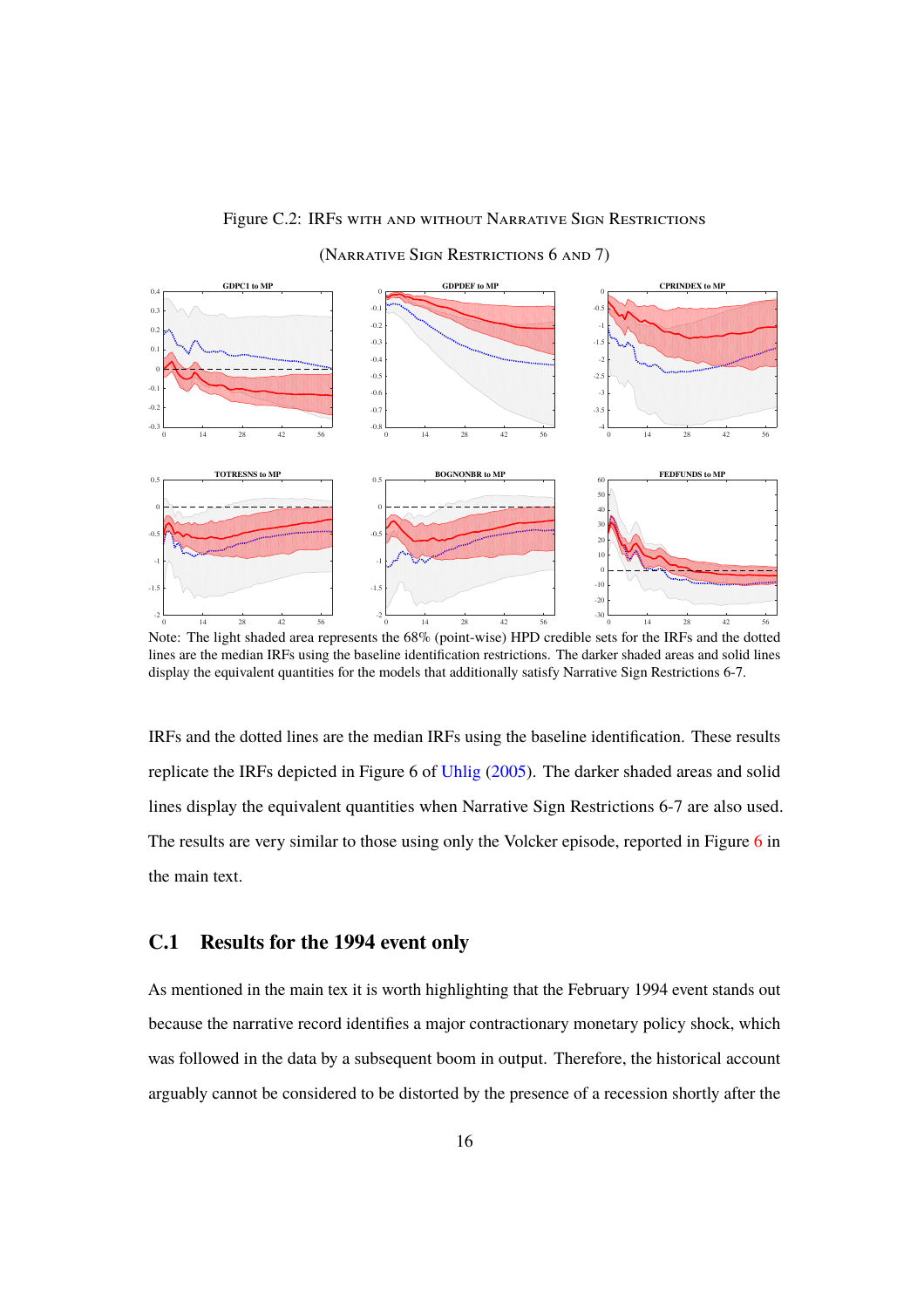Figure C.2: IRFs with and without Narrative Sign Restrictions

(Narrative Sign Restrictions 6 and 7)

Note: The light shaded area represents the 68% (point-wise) HPD credible sets for the IRFs and the dotted lines are the median IRFs using the baseline identification restrictions. The darker shaded areas and solid lines display the equivalent quantities for the models that additionally satisfy Narrative Sign Restrictions 6-7.

IRFs and the dotted lines are the median IRFs using the baseline identification. These results replicate the IRFs depicted in Figure 6 of Uhlig (2005). The darker shaded areas and solid lines display the equivalent quantities when Narrative Sign Restrictions 6-7 are also used. The results are very similar to those using only the Volcker episode, reported in Figure 6 in the main text.

## C.1 Results for the 1994 event only

As mentioned in the main tex it is worth highlighting that the February 1994 event stands out because the narrative record identifies a major contractionary monetary policy shock, which was followed in the data by a subsequent boom in output. Therefore, the historical account arguably cannot be considered to be distorted by the presence of a recession shortly after the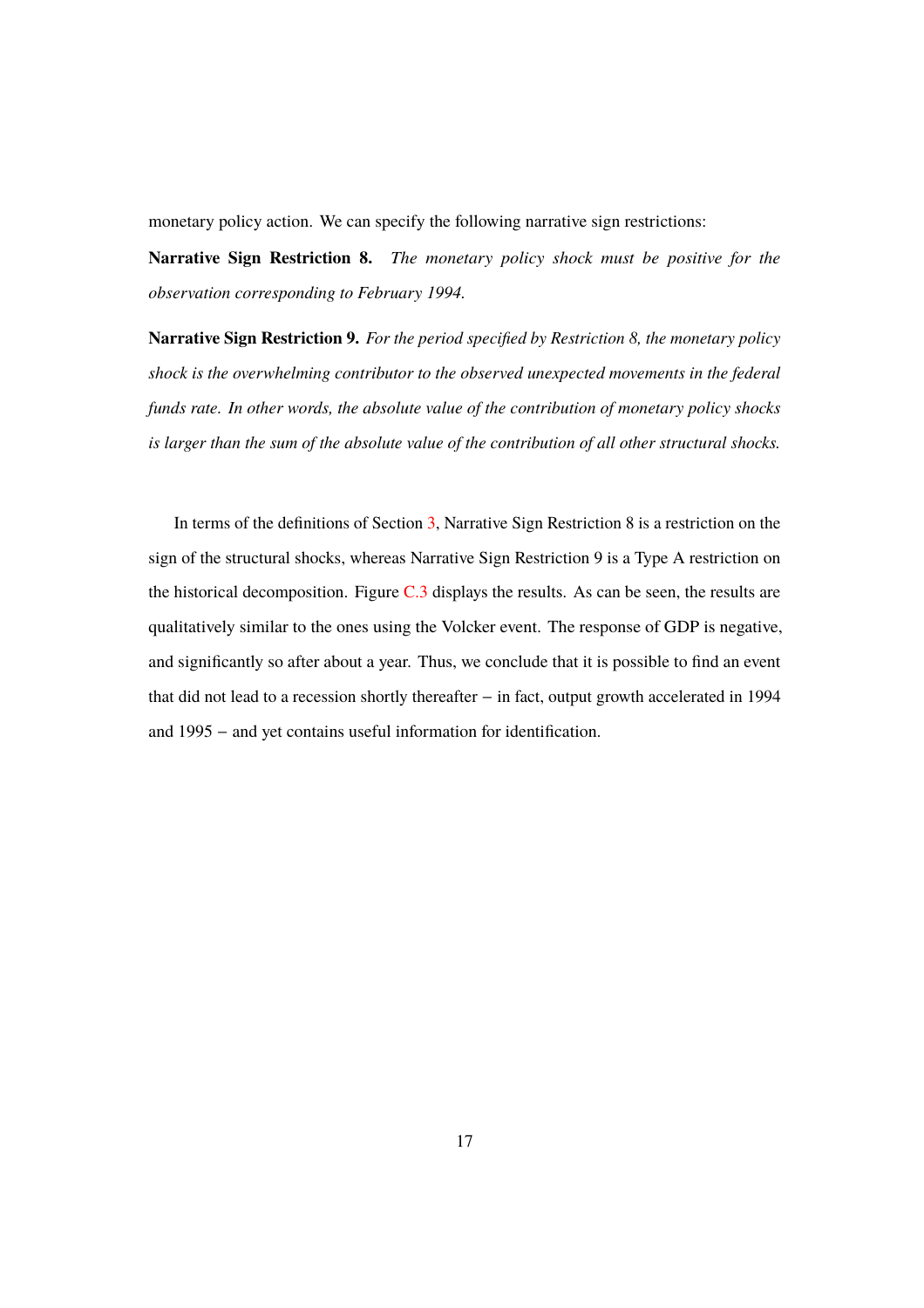monetary policy action. We can specify the following narrative sign restrictions:

**Narrative Sign Restriction 8.** *The monetary policy shock must be positive for the observation corresponding to February 1994.*

**Narrative Sign Restriction 9.** *For the period specified by Restriction 8, the monetary policy shock is the overwhelming contributor to the observed unexpected movements in the federal funds rate. In other words, the absolute value of the contribution of monetary policy shocks is larger than the sum of the absolute value of the contribution of all other structural shocks.*

In terms of the definitions of Section 3, Narrative Sign Restriction 8 is a restriction on the sign of the structural shocks, whereas Narrative Sign Restriction 9 is a Type A restriction on the historical decomposition. Figure C.3 displays the results. As can be seen, the results are qualitatively similar to the ones using the Volcker event. The response of GDP is negative, and significantly so after about a year. Thus, we conclude that it is possible to find an event that did not lead to a recession shortly thereafter − in fact, output growth accelerated in 1994 and 1995 − and yet contains useful information for identification.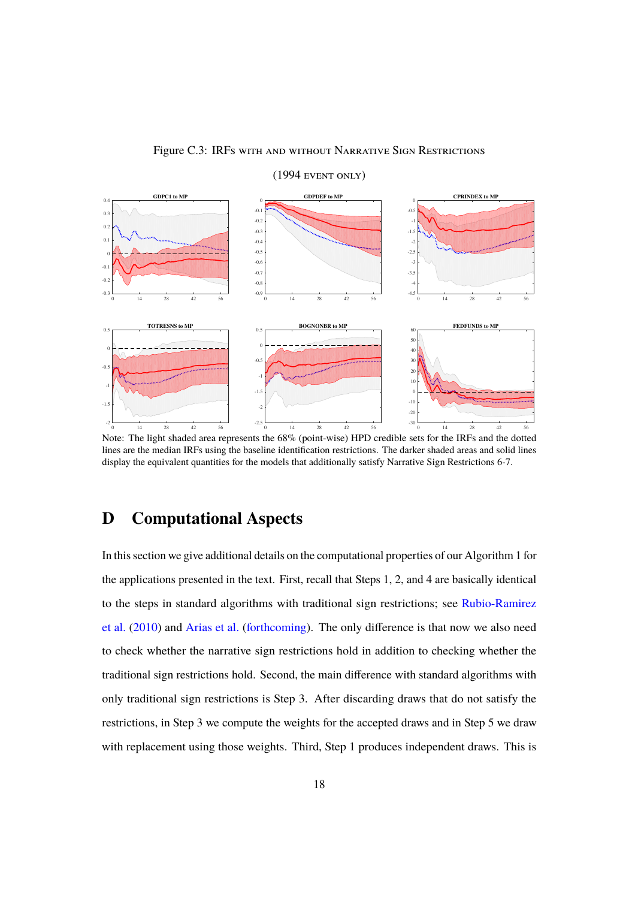Figure C.3: IRFs with and without Narrative Sign Restrictions

(1994 event only)

Note: The light shaded area represents the 68% (point-wise) HPD credible sets for the IRFs and the dotted lines are the median IRFs using the baseline identification restrictions. The darker shaded areas and solid lines display the equivalent quantities for the models that additionally satisfy Narrative Sign Restrictions 6-7.

# D Computational Aspects

In this section we give additional details on the computational properties of our Algorithm 1 for the applications presented in the text. First, recall that Steps 1, 2, and 4 are basically identical to the steps in standard algorithms with traditional sign restrictions; see Rubio-Ramirez et al. (2010) and Arias et al. (forthcoming). The only difference is that now we also need to check whether the narrative sign restrictions hold in addition to checking whether the traditional sign restrictions hold. Second, the main difference with standard algorithms with only traditional sign restrictions is Step 3. After discarding draws that do not satisfy the restrictions, in Step 3 we compute the weights for the accepted draws and in Step 5 we draw with replacement using those weights. Third, Step 1 produces independent draws. This is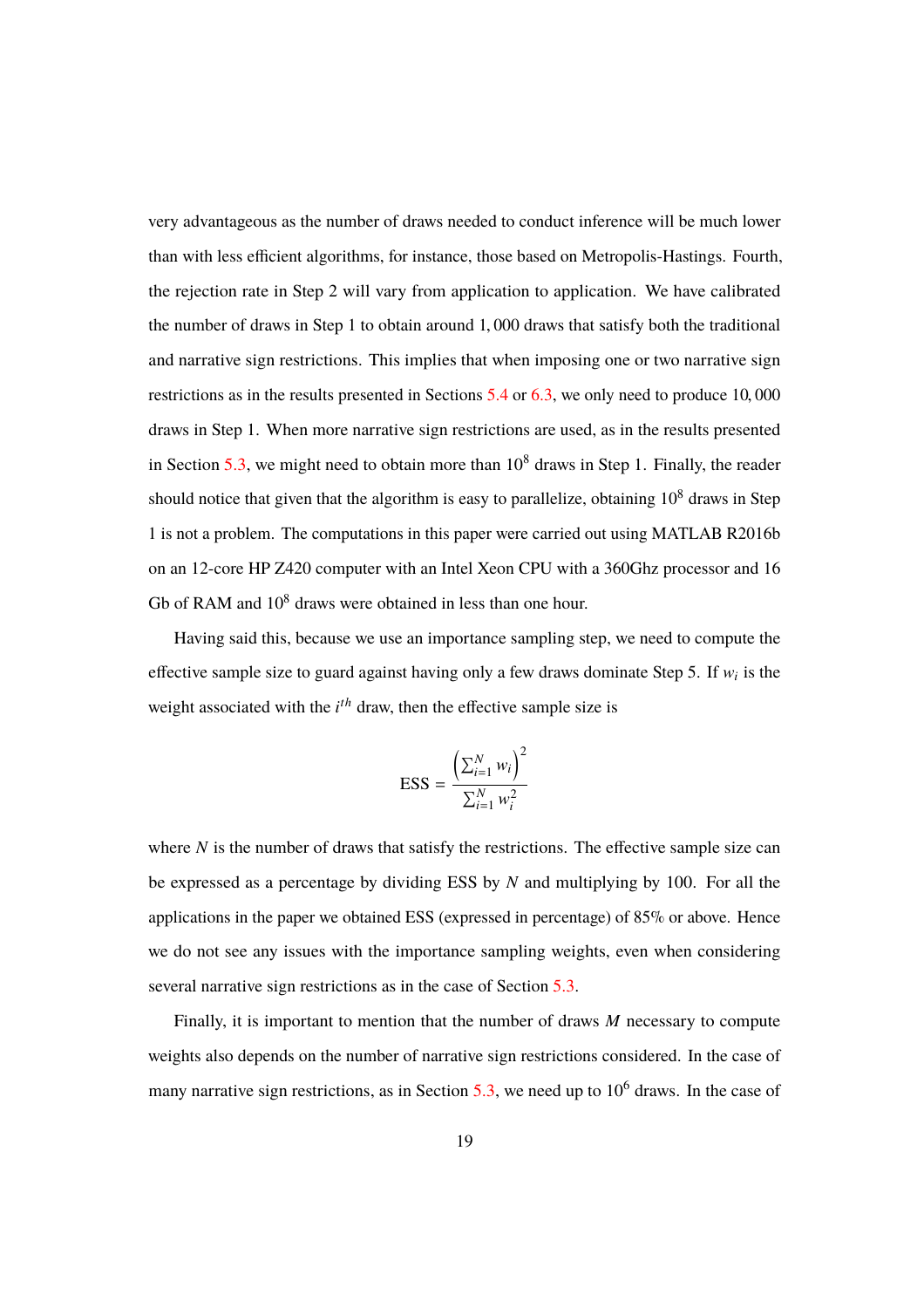very advantageous as the number of draws needed to conduct inference will be much lower than with less efficient algorithms, for instance, those based on Metropolis-Hastings. Fourth, the rejection rate in Step 2 will vary from application to application. We have calibrated the number of draws in Step 1 to obtain around 1,000 draws that satisfy both the traditional and narrative sign restrictions. This implies that when imposing one or two narrative sign restrictions as in the results presented in Sections 5.4 or 6.3, we only need to produce 10,000 draws in Step 1. When more narrative sign restrictions are used, as in the results presented in Section 5.3, we might need to obtain more than $10^8$ draws in Step 1. Finally, the reader should notice that given that the algorithm is easy to parallelize, obtaining $10^8$ draws in Step 1 is not a problem. The computations in this paper were carried out using MATLAB R2016b on an 12-core HP Z420 computer with an Intel Xeon CPU with a 360Ghz processor and 16 Gb of RAM and $10^8$ draws were obtained in less than one hour.

Having said this, because we use an importance sampling step, we need to compute the effective sample size to guard against having only a few draws dominate Step 5. If $w_i$ is the weight associated with the $i^{th}$ draw, then the effective sample size is

$$\text{ESS} = \frac{\left(\sum_{i=1}^{N} w_i\right)^2}{\sum_{i=1}^{N} w_i^2}$$

where $N$ is the number of draws that satisfy the restrictions. The effective sample size can be expressed as a percentage by dividing ESS by $N$ and multiplying by 100. For all the applications in the paper we obtained ESS (expressed in percentage) of 85% or above. Hence we do not see any issues with the importance sampling weights, even when considering several narrative sign restrictions as in the case of Section 5.3.

Finally, it is important to mention that the number of draws $M$ necessary to compute weights also depends on the number of narrative sign restrictions considered. In the case of many narrative sign restrictions, as in Section 5.3, we need up to $10^6$ draws. In the case of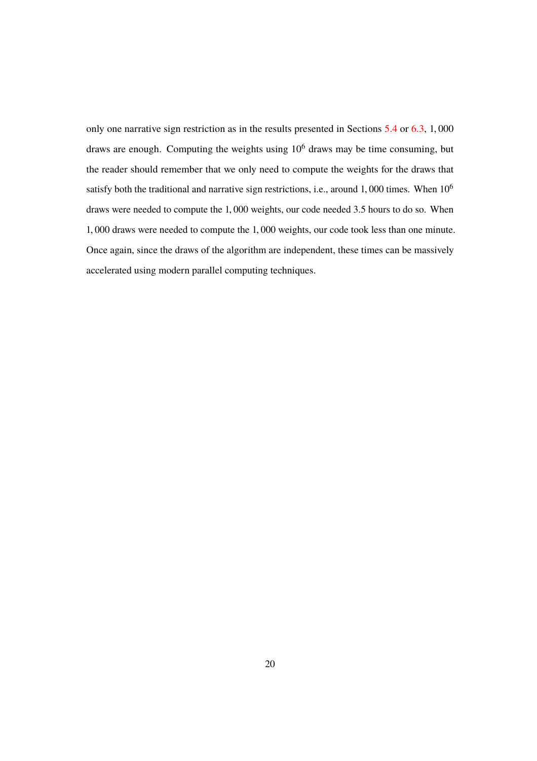only one narrative sign restriction as in the results presented in Sections 5.4 or 6.3, $1,000$ draws are enough. Computing the weights using $10^6$ draws may be time consuming, but the reader should remember that we only need to compute the weights for the draws that satisfy both the traditional and narrative sign restrictions, i.e., around $1,000$ times. When $10^6$ draws were needed to compute the $1,000$ weights, our code needed 3.5 hours to do so. When $1,000$ draws were needed to compute the $1,000$ weights, our code took less than one minute. Once again, since the draws of the algorithm are independent, these times can be massively accelerated using modern parallel computing techniques.